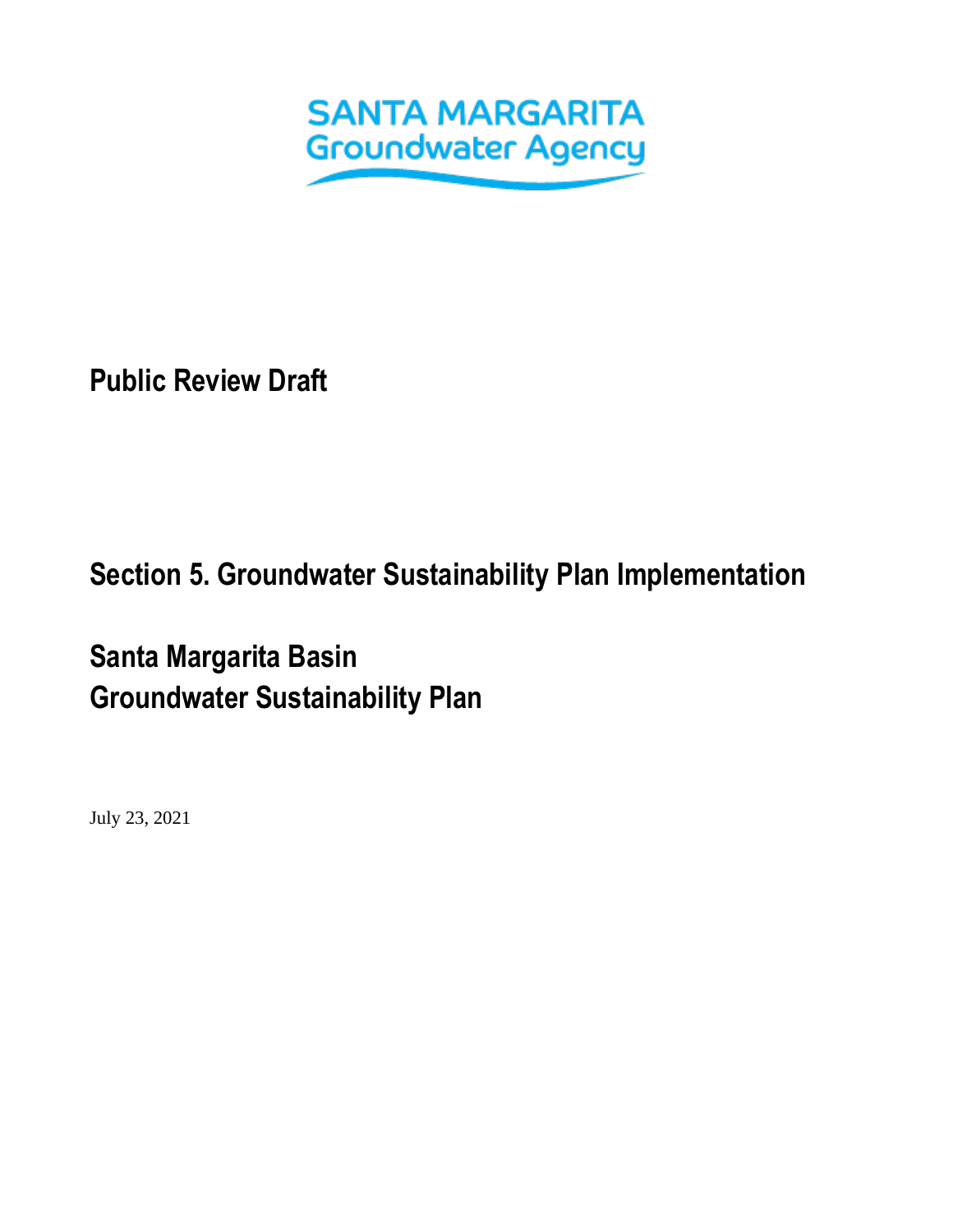SANTA MARGARITA
Groundwater Agency

**Public Review Draft**

# Section 5. Groundwater Sustainability Plan Implementation

## Santa Margarita Basin
## Groundwater Sustainability Plan

July 23, 2021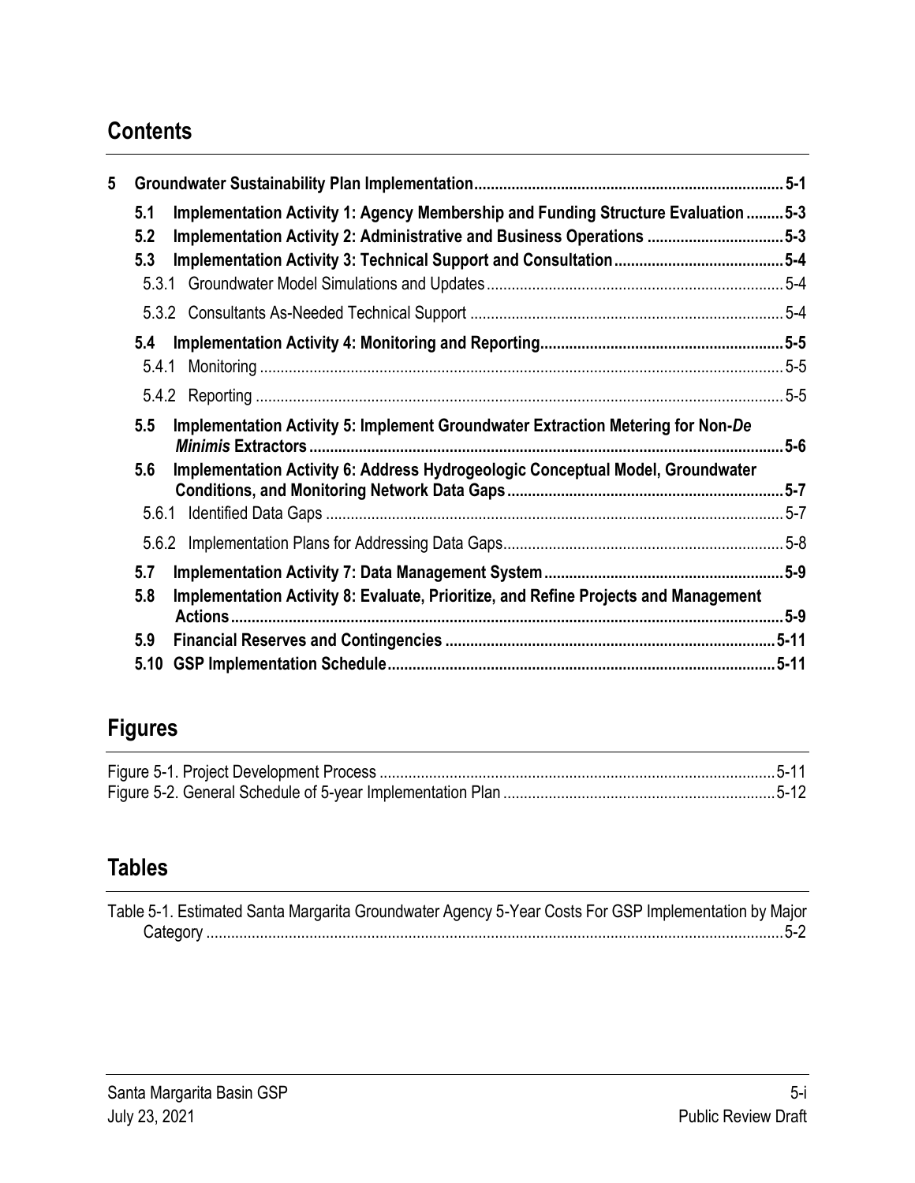## Contents

**5 Groundwater Sustainability Plan Implementation ........ 5-1**

- **5.1 Implementation Activity 1: Agency Membership and Funding Structure Evaluation ........ 5-3**
- **5.2 Implementation Activity 2: Administrative and Business Operations ........ 5-3**
- **5.3 Implementation Activity 3: Technical Support and Consultation ........ 5-4**
  - 5.3.1 Groundwater Model Simulations and Updates ........ 5-4
  - 5.3.2 Consultants As-Needed Technical Support ........ 5-4
- **5.4 Implementation Activity 4: Monitoring and Reporting ........ 5-5**
  - 5.4.1 Monitoring ........ 5-5
  - 5.4.2 Reporting ........ 5-5
- **5.5 Implementation Activity 5: Implement Groundwater Extraction Metering for Non-*De Minimis* Extractors ........ 5-6**
- **5.6 Implementation Activity 6: Address Hydrogeologic Conceptual Model, Groundwater Conditions, and Monitoring Network Data Gaps ........ 5-7**
  - 5.6.1 Identified Data Gaps ........ 5-7
  - 5.6.2 Implementation Plans for Addressing Data Gaps ........ 5-8
- **5.7 Implementation Activity 7: Data Management System ........ 5-9**
- **5.8 Implementation Activity 8: Evaluate, Prioritize, and Refine Projects and Management Actions ........ 5-9**
- **5.9 Financial Reserves and Contingencies ........ 5-11**
- **5.10 GSP Implementation Schedule ........ 5-11**

## Figures

Figure 5-1. Project Development Process ........ 5-11
Figure 5-2. General Schedule of 5-year Implementation Plan ........ 5-12

## Tables

Table 5-1. Estimated Santa Margarita Groundwater Agency 5-Year Costs For GSP Implementation by Major Category ........ 5-2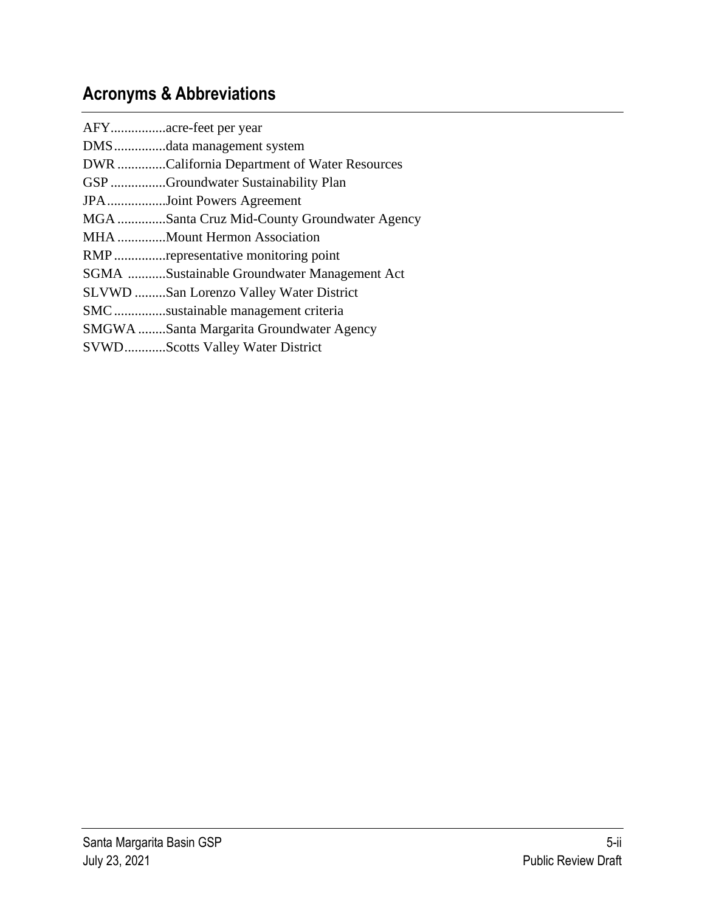## Acronyms & Abbreviations

AFY................acre-feet per year
DMS...............data management system
DWR .............California Department of Water Resources
GSP ................Groundwater Sustainability Plan
JPA.................Joint Powers Agreement
MGA .............Santa Cruz Mid-County Groundwater Agency
MHA .............Mount Hermon Association
RMP ...............representative monitoring point
SGMA ...........Sustainable Groundwater Management Act
SLVWD .........San Lorenzo Valley Water District
SMC...............sustainable management criteria
SMGWA ........Santa Margarita Groundwater Agency
SVWD............Scotts Valley Water District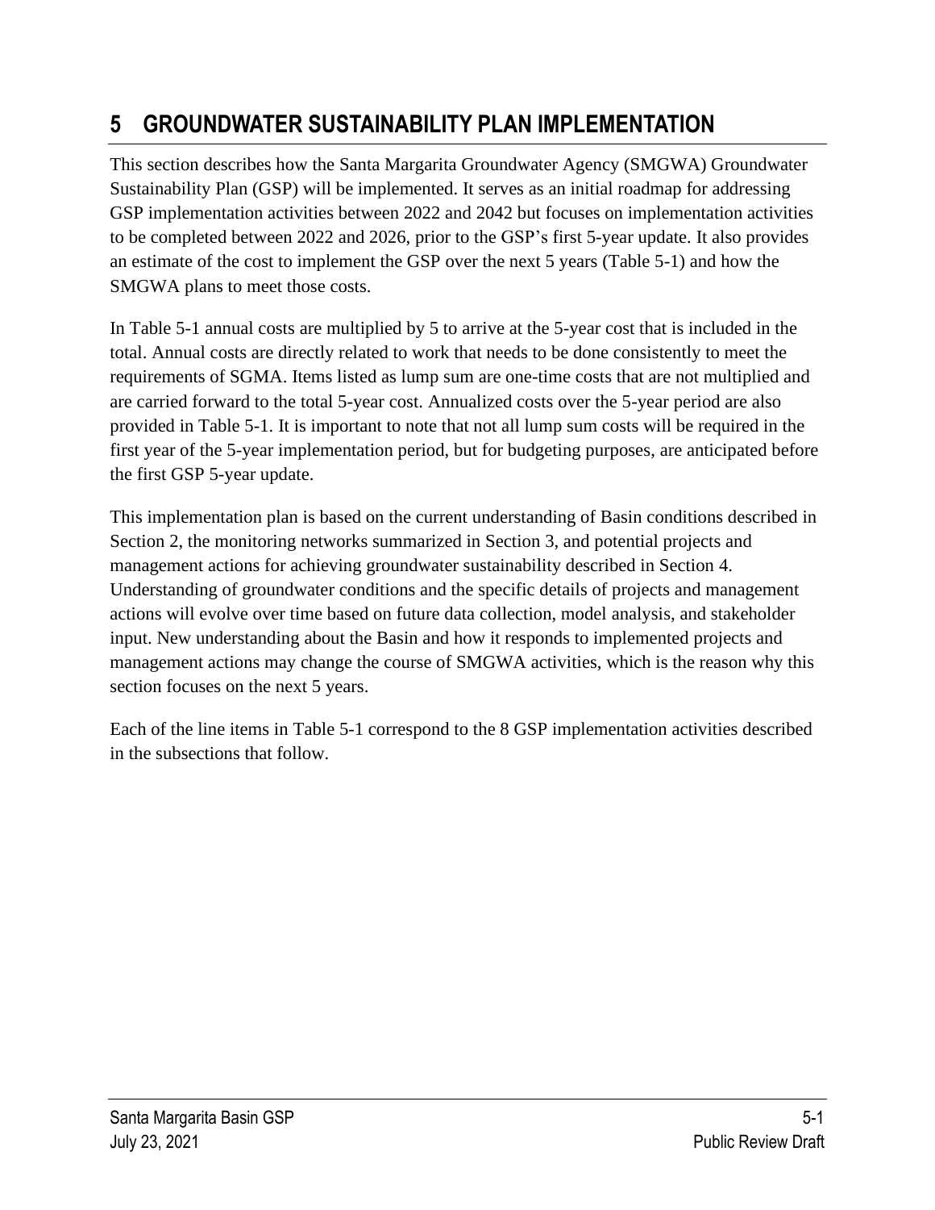# 5 GROUNDWATER SUSTAINABILITY PLAN IMPLEMENTATION

This section describes how the Santa Margarita Groundwater Agency (SMGWA) Groundwater Sustainability Plan (GSP) will be implemented. It serves as an initial roadmap for addressing GSP implementation activities between 2022 and 2042 but focuses on implementation activities to be completed between 2022 and 2026, prior to the GSP's first 5-year update. It also provides an estimate of the cost to implement the GSP over the next 5 years (Table 5-1) and how the SMGWA plans to meet those costs.

In Table 5-1 annual costs are multiplied by 5 to arrive at the 5-year cost that is included in the total. Annual costs are directly related to work that needs to be done consistently to meet the requirements of SGMA. Items listed as lump sum are one-time costs that are not multiplied and are carried forward to the total 5-year cost. Annualized costs over the 5-year period are also provided in Table 5-1. It is important to note that not all lump sum costs will be required in the first year of the 5-year implementation period, but for budgeting purposes, are anticipated before the first GSP 5-year update.

This implementation plan is based on the current understanding of Basin conditions described in Section 2, the monitoring networks summarized in Section 3, and potential projects and management actions for achieving groundwater sustainability described in Section 4. Understanding of groundwater conditions and the specific details of projects and management actions will evolve over time based on future data collection, model analysis, and stakeholder input. New understanding about the Basin and how it responds to implemented projects and management actions may change the course of SMGWA activities, which is the reason why this section focuses on the next 5 years.

Each of the line items in Table 5-1 correspond to the 8 GSP implementation activities described in the subsections that follow.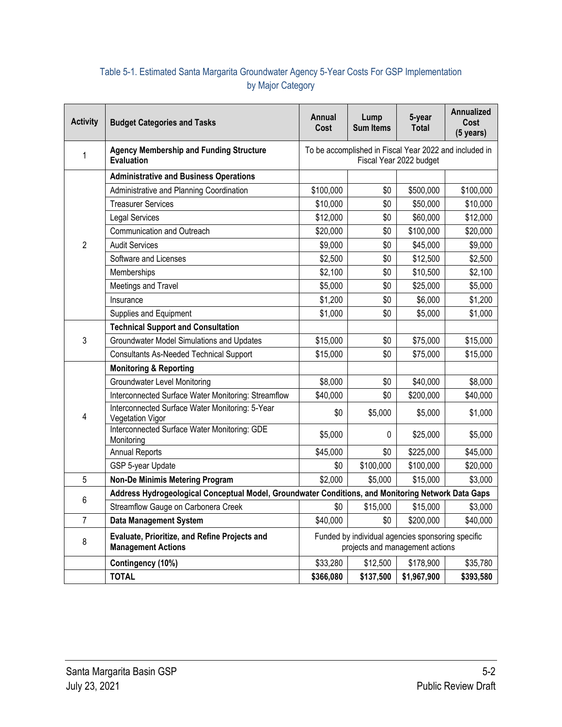Table 5-1. Estimated Santa Margarita Groundwater Agency 5-Year Costs For GSP Implementation by Major Category

| Activity | Budget Categories and Tasks | Annual Cost | Lump Sum Items | 5-year Total | Annualized Cost (5 years) |
|---|---|---|---|---|---|
| 1 | **Agency Membership and Funding Structure Evaluation** | To be accomplished in Fiscal Year 2022 and included in Fiscal Year 2022 budget | | | |
| 2 | **Administrative and Business Operations** | | | | |
| | Administrative and Planning Coordination | $100,000 | $0 | $500,000 | $100,000 |
| | Treasurer Services | $10,000 | $0 | $50,000 | $10,000 |
| | Legal Services | $12,000 | $0 | $60,000 | $12,000 |
| | Communication and Outreach | $20,000 | $0 | $100,000 | $20,000 |
| | Audit Services | $9,000 | $0 | $45,000 | $9,000 |
| | Software and Licenses | $2,500 | $0 | $12,500 | $2,500 |
| | Memberships | $2,100 | $0 | $10,500 | $2,100 |
| | Meetings and Travel | $5,000 | $0 | $25,000 | $5,000 |
| | Insurance | $1,200 | $0 | $6,000 | $1,200 |
| | Supplies and Equipment | $1,000 | $0 | $5,000 | $1,000 |
| 3 | **Technical Support and Consultation** | | | | |
| | Groundwater Model Simulations and Updates | $15,000 | $0 | $75,000 | $15,000 |
| | Consultants As-Needed Technical Support | $15,000 | $0 | $75,000 | $15,000 |
| 4 | **Monitoring & Reporting** | | | | |
| | Groundwater Level Monitoring | $8,000 | $0 | $40,000 | $8,000 |
| | Interconnected Surface Water Monitoring: Streamflow | $40,000 | $0 | $200,000 | $40,000 |
| | Interconnected Surface Water Monitoring: 5-Year Vegetation Vigor | $0 | $5,000 | $5,000 | $1,000 |
| | Interconnected Surface Water Monitoring: GDE Monitoring | $5,000 | 0 | $25,000 | $5,000 |
| | Annual Reports | $45,000 | $0 | $225,000 | $45,000 |
| | GSP 5-year Update | $0 | $100,000 | $100,000 | $20,000 |
| 5 | **Non-De Minimis Metering Program** | $2,000 | $5,000 | $15,000 | $3,000 |
| 6 | **Address Hydrogeological Conceptual Model, Groundwater Conditions, and Monitoring Network Data Gaps** | | | | |
| | Streamflow Gauge on Carbonera Creek | $0 | $15,000 | $15,000 | $3,000 |
| 7 | **Data Management System** | $40,000 | $0 | $200,000 | $40,000 |
| 8 | **Evaluate, Prioritize, and Refine Projects and Management Actions** | Funded by individual agencies sponsoring specific projects and management actions | | | |
| | **Contingency (10%)** | $33,280 | $12,500 | $178,900 | $35,780 |
| | **TOTAL** | **$366,080** | **$137,500** | **$1,967,900** | **$393,580** |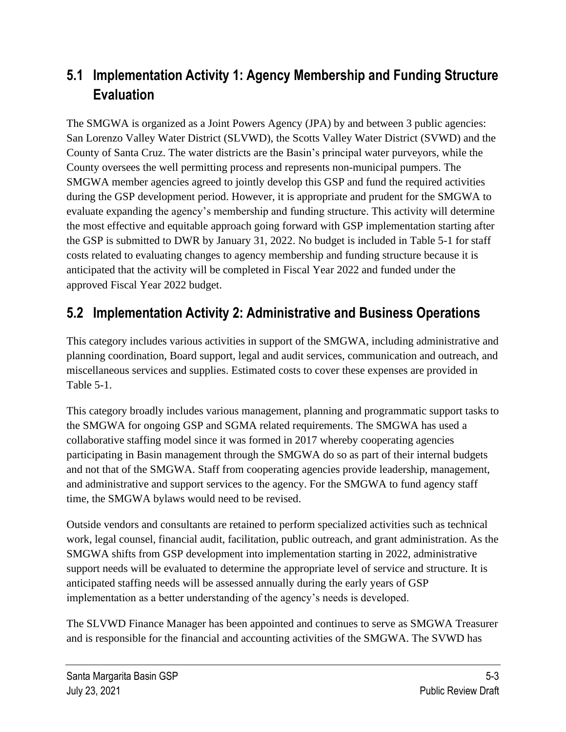## 5.1 Implementation Activity 1: Agency Membership and Funding Structure Evaluation

The SMGWA is organized as a Joint Powers Agency (JPA) by and between 3 public agencies: San Lorenzo Valley Water District (SLVWD), the Scotts Valley Water District (SVWD) and the County of Santa Cruz. The water districts are the Basin's principal water purveyors, while the County oversees the well permitting process and represents non-municipal pumpers. The SMGWA member agencies agreed to jointly develop this GSP and fund the required activities during the GSP development period. However, it is appropriate and prudent for the SMGWA to evaluate expanding the agency's membership and funding structure. This activity will determine the most effective and equitable approach going forward with GSP implementation starting after the GSP is submitted to DWR by January 31, 2022. No budget is included in Table 5-1 for staff costs related to evaluating changes to agency membership and funding structure because it is anticipated that the activity will be completed in Fiscal Year 2022 and funded under the approved Fiscal Year 2022 budget.

## 5.2 Implementation Activity 2: Administrative and Business Operations

This category includes various activities in support of the SMGWA, including administrative and planning coordination, Board support, legal and audit services, communication and outreach, and miscellaneous services and supplies. Estimated costs to cover these expenses are provided in Table 5-1.

This category broadly includes various management, planning and programmatic support tasks to the SMGWA for ongoing GSP and SGMA related requirements. The SMGWA has used a collaborative staffing model since it was formed in 2017 whereby cooperating agencies participating in Basin management through the SMGWA do so as part of their internal budgets and not that of the SMGWA. Staff from cooperating agencies provide leadership, management, and administrative and support services to the agency. For the SMGWA to fund agency staff time, the SMGWA bylaws would need to be revised.

Outside vendors and consultants are retained to perform specialized activities such as technical work, legal counsel, financial audit, facilitation, public outreach, and grant administration. As the SMGWA shifts from GSP development into implementation starting in 2022, administrative support needs will be evaluated to determine the appropriate level of service and structure. It is anticipated staffing needs will be assessed annually during the early years of GSP implementation as a better understanding of the agency's needs is developed.

The SLVWD Finance Manager has been appointed and continues to serve as SMGWA Treasurer and is responsible for the financial and accounting activities of the SMGWA. The SVWD has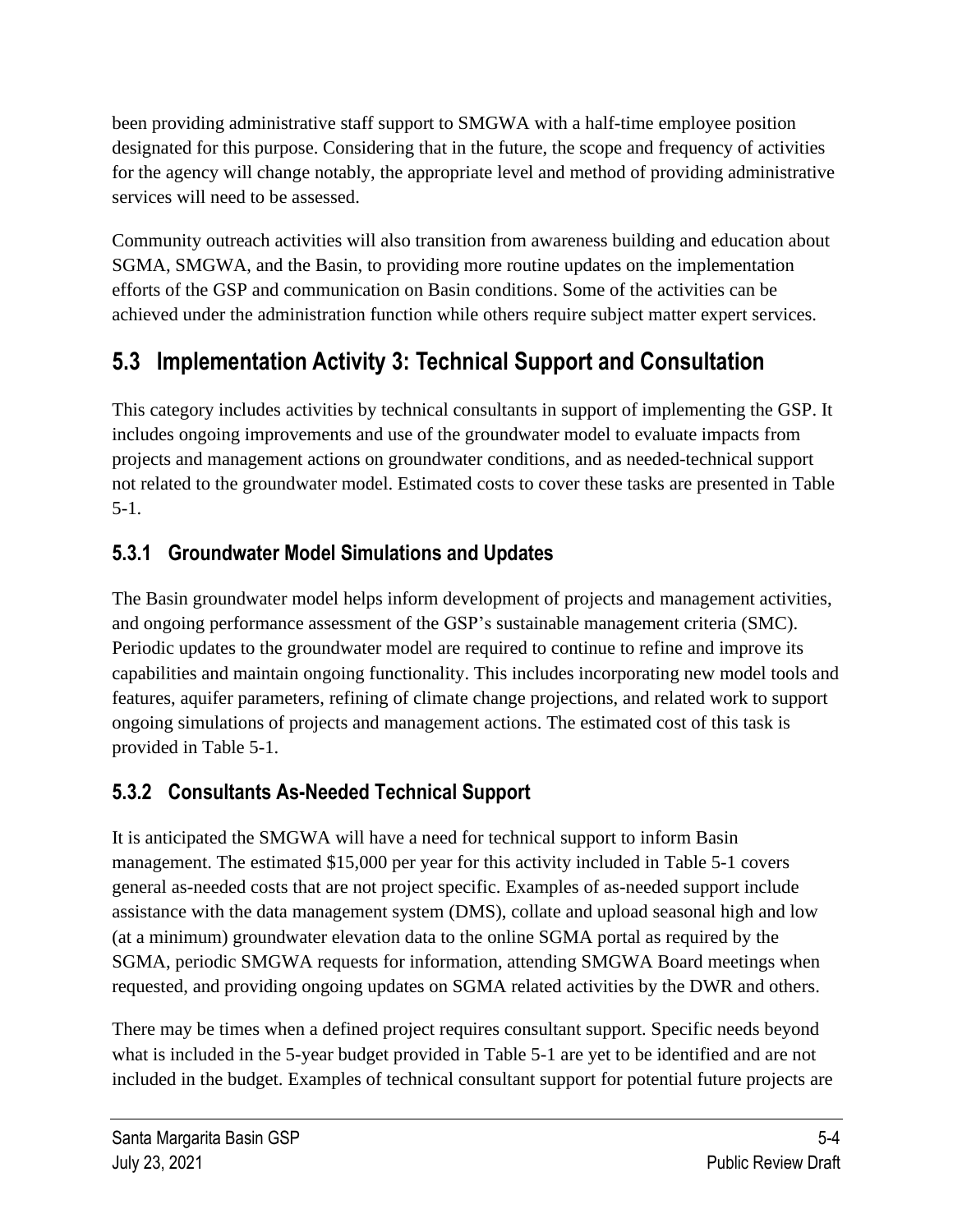been providing administrative staff support to SMGWA with a half-time employee position designated for this purpose. Considering that in the future, the scope and frequency of activities for the agency will change notably, the appropriate level and method of providing administrative services will need to be assessed.

Community outreach activities will also transition from awareness building and education about SGMA, SMGWA, and the Basin, to providing more routine updates on the implementation efforts of the GSP and communication on Basin conditions. Some of the activities can be achieved under the administration function while others require subject matter expert services.

## 5.3 Implementation Activity 3: Technical Support and Consultation

This category includes activities by technical consultants in support of implementing the GSP. It includes ongoing improvements and use of the groundwater model to evaluate impacts from projects and management actions on groundwater conditions, and as needed-technical support not related to the groundwater model. Estimated costs to cover these tasks are presented in Table 5-1.

### 5.3.1 Groundwater Model Simulations and Updates

The Basin groundwater model helps inform development of projects and management activities, and ongoing performance assessment of the GSP's sustainable management criteria (SMC). Periodic updates to the groundwater model are required to continue to refine and improve its capabilities and maintain ongoing functionality. This includes incorporating new model tools and features, aquifer parameters, refining of climate change projections, and related work to support ongoing simulations of projects and management actions. The estimated cost of this task is provided in Table 5-1.

### 5.3.2 Consultants As-Needed Technical Support

It is anticipated the SMGWA will have a need for technical support to inform Basin management. The estimated $15,000 per year for this activity included in Table 5-1 covers general as-needed costs that are not project specific. Examples of as-needed support include assistance with the data management system (DMS), collate and upload seasonal high and low (at a minimum) groundwater elevation data to the online SGMA portal as required by the SGMA, periodic SMGWA requests for information, attending SMGWA Board meetings when requested, and providing ongoing updates on SGMA related activities by the DWR and others.

There may be times when a defined project requires consultant support. Specific needs beyond what is included in the 5-year budget provided in Table 5-1 are yet to be identified and are not included in the budget. Examples of technical consultant support for potential future projects are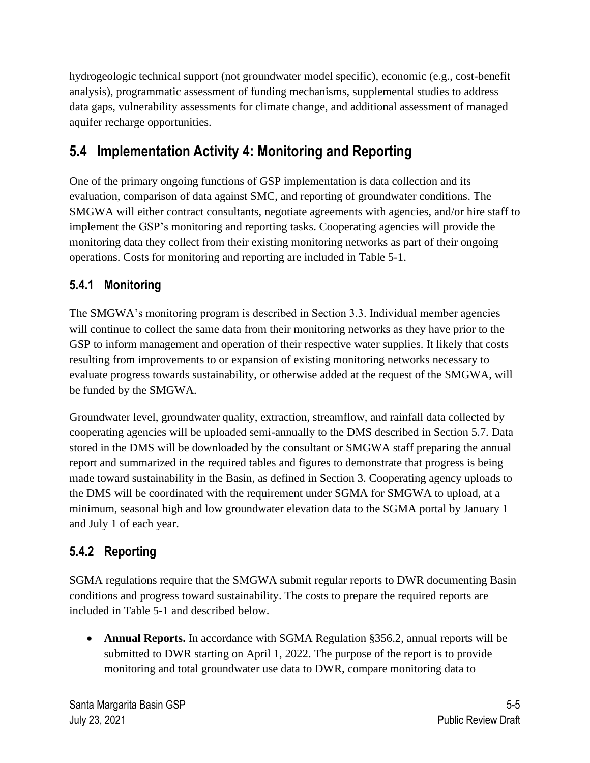hydrogeologic technical support (not groundwater model specific), economic (e.g., cost-benefit analysis), programmatic assessment of funding mechanisms, supplemental studies to address data gaps, vulnerability assessments for climate change, and additional assessment of managed aquifer recharge opportunities.

## 5.4 Implementation Activity 4: Monitoring and Reporting

One of the primary ongoing functions of GSP implementation is data collection and its evaluation, comparison of data against SMC, and reporting of groundwater conditions. The SMGWA will either contract consultants, negotiate agreements with agencies, and/or hire staff to implement the GSP's monitoring and reporting tasks. Cooperating agencies will provide the monitoring data they collect from their existing monitoring networks as part of their ongoing operations. Costs for monitoring and reporting are included in Table 5-1.

### 5.4.1 Monitoring

The SMGWA's monitoring program is described in Section 3.3. Individual member agencies will continue to collect the same data from their monitoring networks as they have prior to the GSP to inform management and operation of their respective water supplies. It likely that costs resulting from improvements to or expansion of existing monitoring networks necessary to evaluate progress towards sustainability, or otherwise added at the request of the SMGWA, will be funded by the SMGWA.

Groundwater level, groundwater quality, extraction, streamflow, and rainfall data collected by cooperating agencies will be uploaded semi-annually to the DMS described in Section 5.7. Data stored in the DMS will be downloaded by the consultant or SMGWA staff preparing the annual report and summarized in the required tables and figures to demonstrate that progress is being made toward sustainability in the Basin, as defined in Section 3. Cooperating agency uploads to the DMS will be coordinated with the requirement under SGMA for SMGWA to upload, at a minimum, seasonal high and low groundwater elevation data to the SGMA portal by January 1 and July 1 of each year.

### 5.4.2 Reporting

SGMA regulations require that the SMGWA submit regular reports to DWR documenting Basin conditions and progress toward sustainability. The costs to prepare the required reports are included in Table 5-1 and described below.

- **Annual Reports.** In accordance with SGMA Regulation §356.2, annual reports will be submitted to DWR starting on April 1, 2022. The purpose of the report is to provide monitoring and total groundwater use data to DWR, compare monitoring data to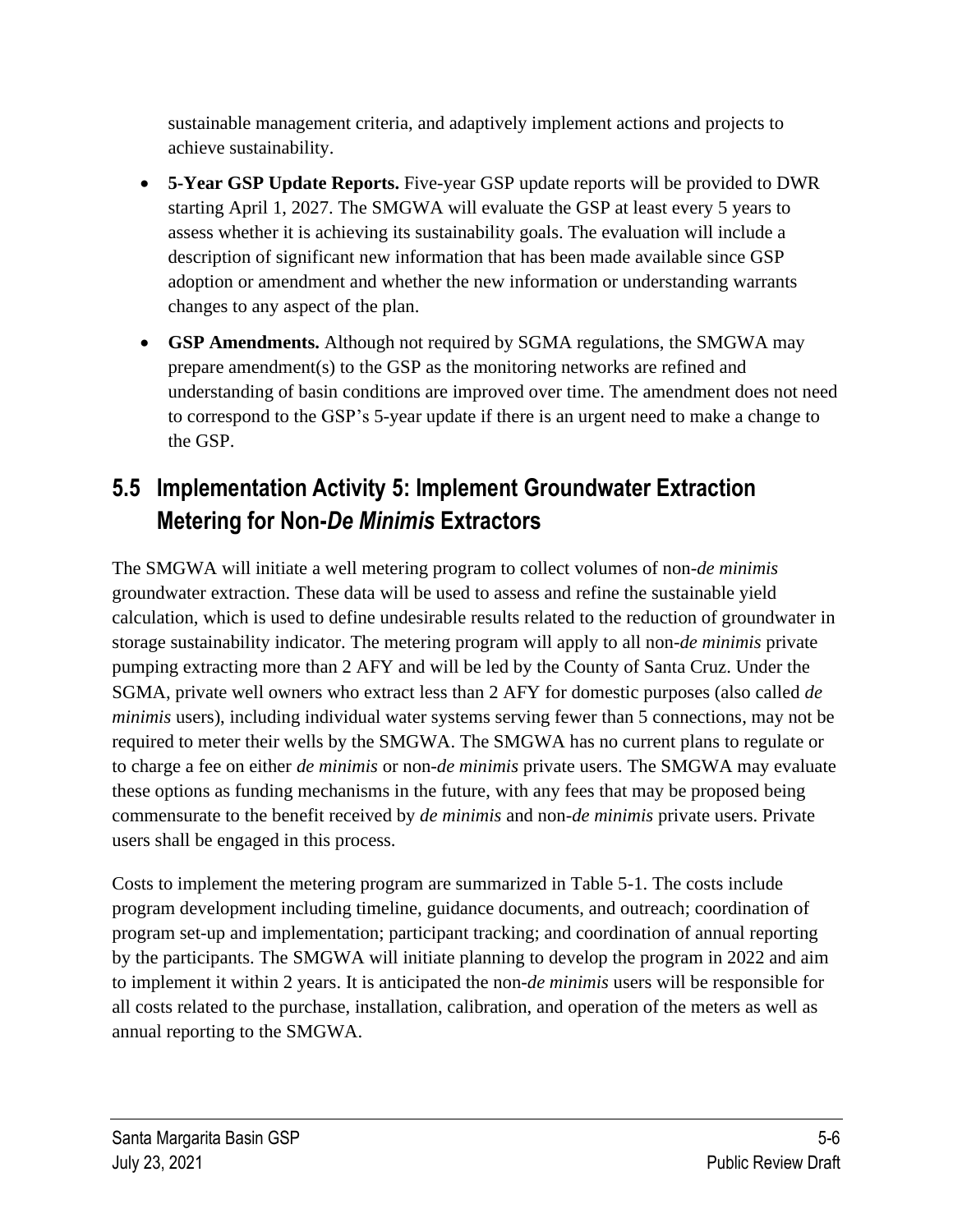sustainable management criteria, and adaptively implement actions and projects to achieve sustainability.

- **5-Year GSP Update Reports.** Five-year GSP update reports will be provided to DWR starting April 1, 2027. The SMGWA will evaluate the GSP at least every 5 years to assess whether it is achieving its sustainability goals. The evaluation will include a description of significant new information that has been made available since GSP adoption or amendment and whether the new information or understanding warrants changes to any aspect of the plan.
- **GSP Amendments.** Although not required by SGMA regulations, the SMGWA may prepare amendment(s) to the GSP as the monitoring networks are refined and understanding of basin conditions are improved over time. The amendment does not need to correspond to the GSP's 5-year update if there is an urgent need to make a change to the GSP.

## 5.5 Implementation Activity 5: Implement Groundwater Extraction Metering for Non-*De Minimis* Extractors

The SMGWA will initiate a well metering program to collect volumes of non-*de minimis* groundwater extraction. These data will be used to assess and refine the sustainable yield calculation, which is used to define undesirable results related to the reduction of groundwater in storage sustainability indicator. The metering program will apply to all non-*de minimis* private pumping extracting more than 2 AFY and will be led by the County of Santa Cruz. Under the SGMA, private well owners who extract less than 2 AFY for domestic purposes (also called *de minimis* users), including individual water systems serving fewer than 5 connections, may not be required to meter their wells by the SMGWA. The SMGWA has no current plans to regulate or to charge a fee on either *de minimis* or non-*de minimis* private users. The SMGWA may evaluate these options as funding mechanisms in the future, with any fees that may be proposed being commensurate to the benefit received by *de minimis* and non-*de minimis* private users. Private users shall be engaged in this process.

Costs to implement the metering program are summarized in Table 5-1. The costs include program development including timeline, guidance documents, and outreach; coordination of program set-up and implementation; participant tracking; and coordination of annual reporting by the participants. The SMGWA will initiate planning to develop the program in 2022 and aim to implement it within 2 years. It is anticipated the non-*de minimis* users will be responsible for all costs related to the purchase, installation, calibration, and operation of the meters as well as annual reporting to the SMGWA.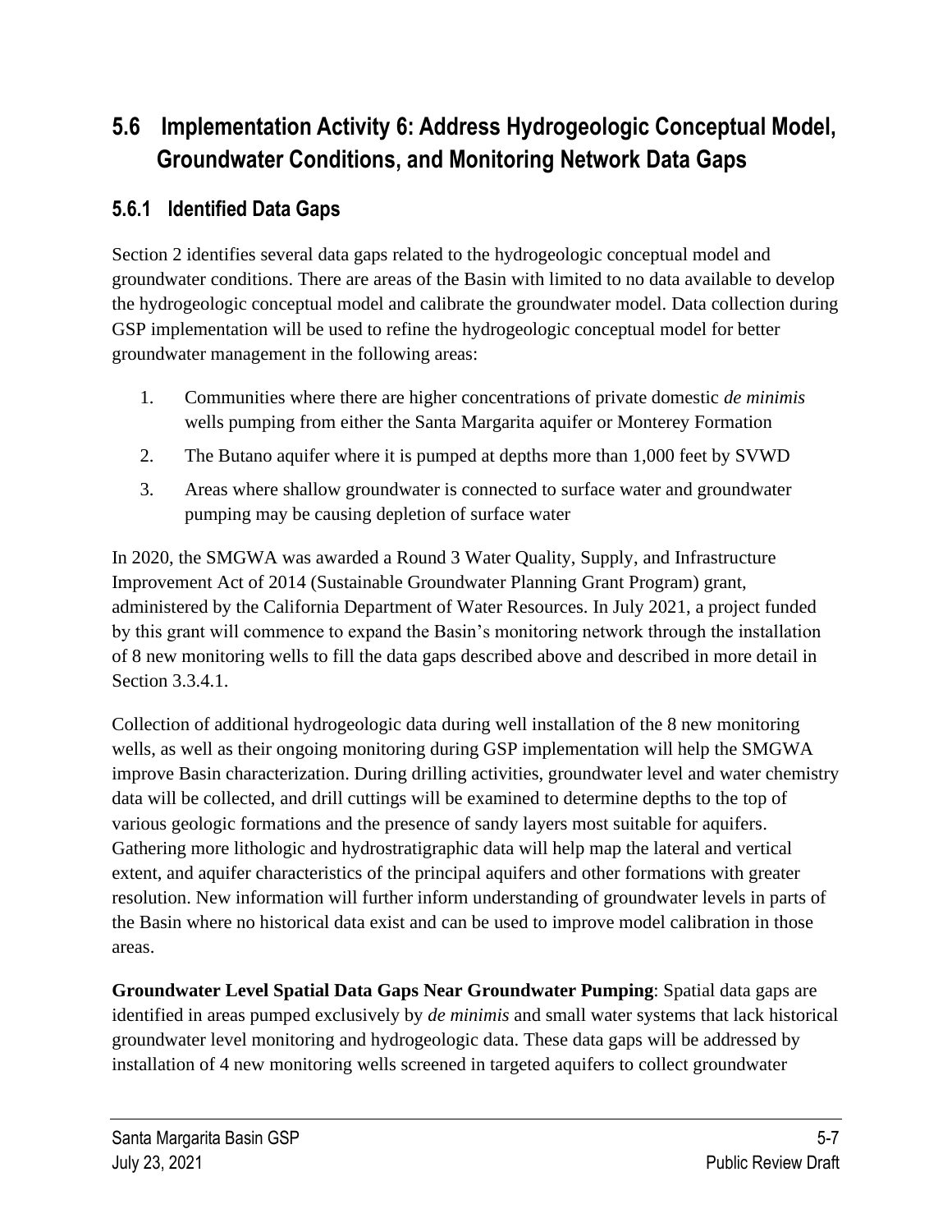## 5.6 Implementation Activity 6: Address Hydrogeologic Conceptual Model, Groundwater Conditions, and Monitoring Network Data Gaps

### 5.6.1 Identified Data Gaps

Section 2 identifies several data gaps related to the hydrogeologic conceptual model and groundwater conditions. There are areas of the Basin with limited to no data available to develop the hydrogeologic conceptual model and calibrate the groundwater model. Data collection during GSP implementation will be used to refine the hydrogeologic conceptual model for better groundwater management in the following areas:

1. Communities where there are higher concentrations of private domestic *de minimis* wells pumping from either the Santa Margarita aquifer or Monterey Formation
2. The Butano aquifer where it is pumped at depths more than 1,000 feet by SVWD
3. Areas where shallow groundwater is connected to surface water and groundwater pumping may be causing depletion of surface water

In 2020, the SMGWA was awarded a Round 3 Water Quality, Supply, and Infrastructure Improvement Act of 2014 (Sustainable Groundwater Planning Grant Program) grant, administered by the California Department of Water Resources. In July 2021, a project funded by this grant will commence to expand the Basin's monitoring network through the installation of 8 new monitoring wells to fill the data gaps described above and described in more detail in Section 3.3.4.1.

Collection of additional hydrogeologic data during well installation of the 8 new monitoring wells, as well as their ongoing monitoring during GSP implementation will help the SMGWA improve Basin characterization. During drilling activities, groundwater level and water chemistry data will be collected, and drill cuttings will be examined to determine depths to the top of various geologic formations and the presence of sandy layers most suitable for aquifers. Gathering more lithologic and hydrostratigraphic data will help map the lateral and vertical extent, and aquifer characteristics of the principal aquifers and other formations with greater resolution. New information will further inform understanding of groundwater levels in parts of the Basin where no historical data exist and can be used to improve model calibration in those areas.

**Groundwater Level Spatial Data Gaps Near Groundwater Pumping**: Spatial data gaps are identified in areas pumped exclusively by *de minimis* and small water systems that lack historical groundwater level monitoring and hydrogeologic data. These data gaps will be addressed by installation of 4 new monitoring wells screened in targeted aquifers to collect groundwater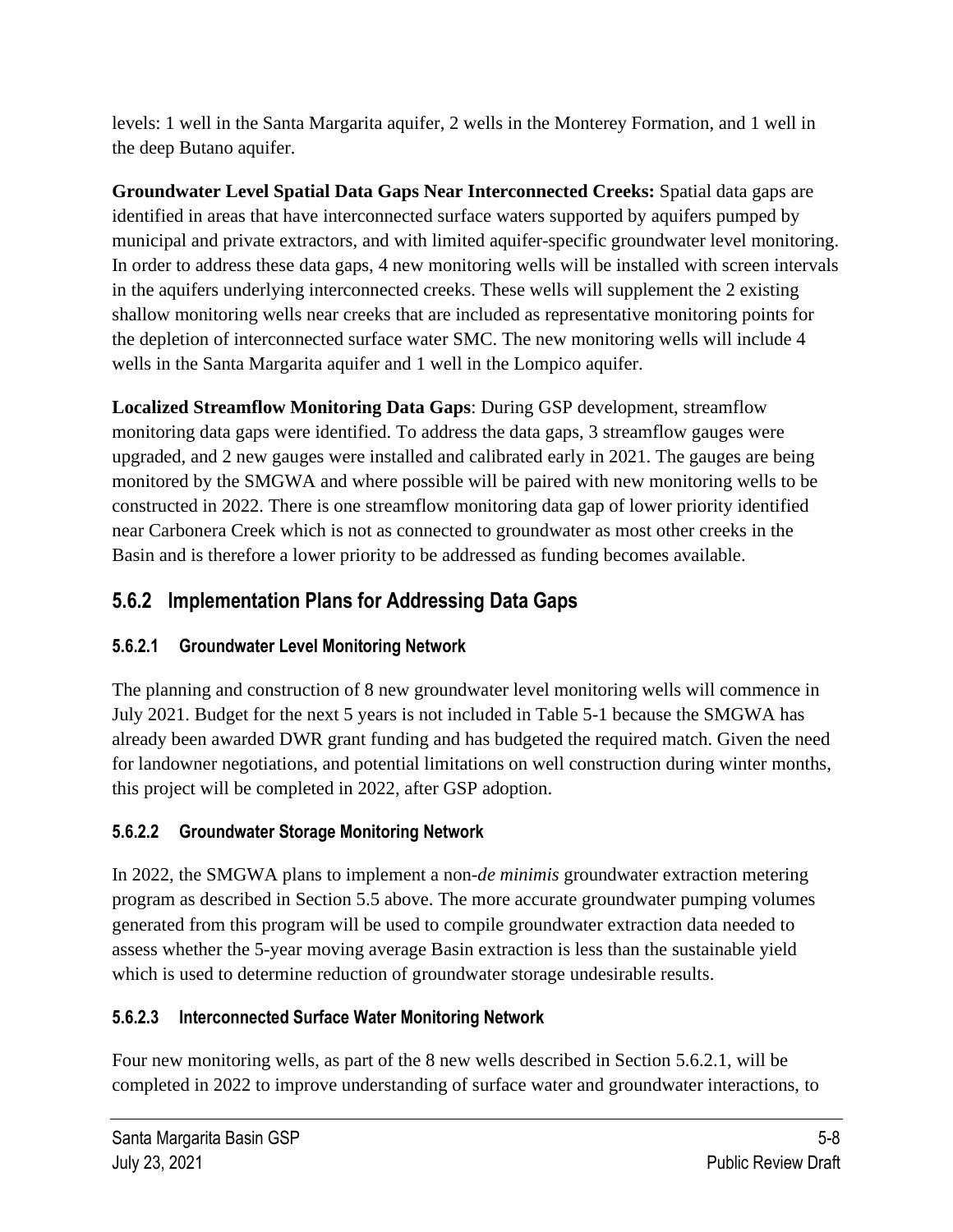levels: 1 well in the Santa Margarita aquifer, 2 wells in the Monterey Formation, and 1 well in the deep Butano aquifer.

**Groundwater Level Spatial Data Gaps Near Interconnected Creeks:** Spatial data gaps are identified in areas that have interconnected surface waters supported by aquifers pumped by municipal and private extractors, and with limited aquifer-specific groundwater level monitoring. In order to address these data gaps, 4 new monitoring wells will be installed with screen intervals in the aquifers underlying interconnected creeks. These wells will supplement the 2 existing shallow monitoring wells near creeks that are included as representative monitoring points for the depletion of interconnected surface water SMC. The new monitoring wells will include 4 wells in the Santa Margarita aquifer and 1 well in the Lompico aquifer.

**Localized Streamflow Monitoring Data Gaps**: During GSP development, streamflow monitoring data gaps were identified. To address the data gaps, 3 streamflow gauges were upgraded, and 2 new gauges were installed and calibrated early in 2021. The gauges are being monitored by the SMGWA and where possible will be paired with new monitoring wells to be constructed in 2022. There is one streamflow monitoring data gap of lower priority identified near Carbonera Creek which is not as connected to groundwater as most other creeks in the Basin and is therefore a lower priority to be addressed as funding becomes available.

### 5.6.2 Implementation Plans for Addressing Data Gaps

#### 5.6.2.1 Groundwater Level Monitoring Network

The planning and construction of 8 new groundwater level monitoring wells will commence in July 2021. Budget for the next 5 years is not included in Table 5-1 because the SMGWA has already been awarded DWR grant funding and has budgeted the required match. Given the need for landowner negotiations, and potential limitations on well construction during winter months, this project will be completed in 2022, after GSP adoption.

#### 5.6.2.2 Groundwater Storage Monitoring Network

In 2022, the SMGWA plans to implement a non-*de minimis* groundwater extraction metering program as described in Section 5.5 above. The more accurate groundwater pumping volumes generated from this program will be used to compile groundwater extraction data needed to assess whether the 5-year moving average Basin extraction is less than the sustainable yield which is used to determine reduction of groundwater storage undesirable results.

#### 5.6.2.3 Interconnected Surface Water Monitoring Network

Four new monitoring wells, as part of the 8 new wells described in Section 5.6.2.1, will be completed in 2022 to improve understanding of surface water and groundwater interactions, to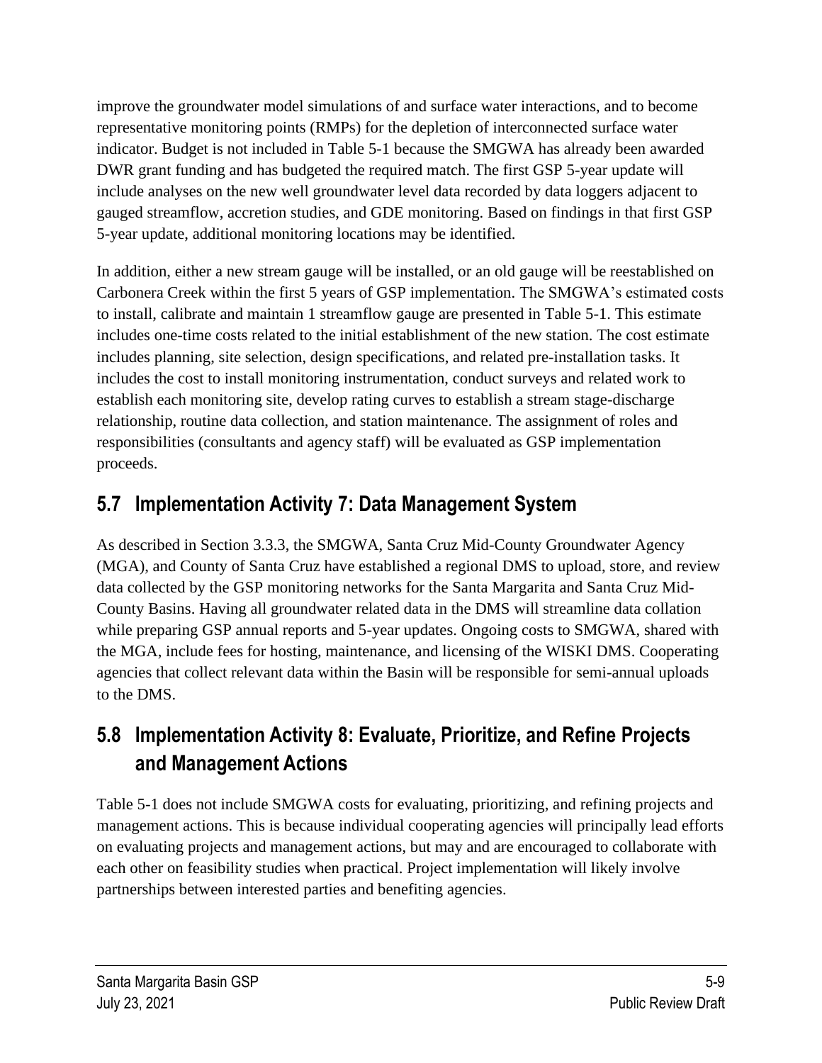improve the groundwater model simulations of and surface water interactions, and to become representative monitoring points (RMPs) for the depletion of interconnected surface water indicator. Budget is not included in Table 5-1 because the SMGWA has already been awarded DWR grant funding and has budgeted the required match. The first GSP 5-year update will include analyses on the new well groundwater level data recorded by data loggers adjacent to gauged streamflow, accretion studies, and GDE monitoring. Based on findings in that first GSP 5-year update, additional monitoring locations may be identified.

In addition, either a new stream gauge will be installed, or an old gauge will be reestablished on Carbonera Creek within the first 5 years of GSP implementation. The SMGWA's estimated costs to install, calibrate and maintain 1 streamflow gauge are presented in Table 5-1. This estimate includes one-time costs related to the initial establishment of the new station. The cost estimate includes planning, site selection, design specifications, and related pre-installation tasks. It includes the cost to install monitoring instrumentation, conduct surveys and related work to establish each monitoring site, develop rating curves to establish a stream stage-discharge relationship, routine data collection, and station maintenance. The assignment of roles and responsibilities (consultants and agency staff) will be evaluated as GSP implementation proceeds.

## 5.7 Implementation Activity 7: Data Management System

As described in Section 3.3.3, the SMGWA, Santa Cruz Mid-County Groundwater Agency (MGA), and County of Santa Cruz have established a regional DMS to upload, store, and review data collected by the GSP monitoring networks for the Santa Margarita and Santa Cruz Mid-County Basins. Having all groundwater related data in the DMS will streamline data collation while preparing GSP annual reports and 5-year updates. Ongoing costs to SMGWA, shared with the MGA, include fees for hosting, maintenance, and licensing of the WISKI DMS. Cooperating agencies that collect relevant data within the Basin will be responsible for semi-annual uploads to the DMS.

## 5.8 Implementation Activity 8: Evaluate, Prioritize, and Refine Projects and Management Actions

Table 5-1 does not include SMGWA costs for evaluating, prioritizing, and refining projects and management actions. This is because individual cooperating agencies will principally lead efforts on evaluating projects and management actions, but may and are encouraged to collaborate with each other on feasibility studies when practical. Project implementation will likely involve partnerships between interested parties and benefiting agencies.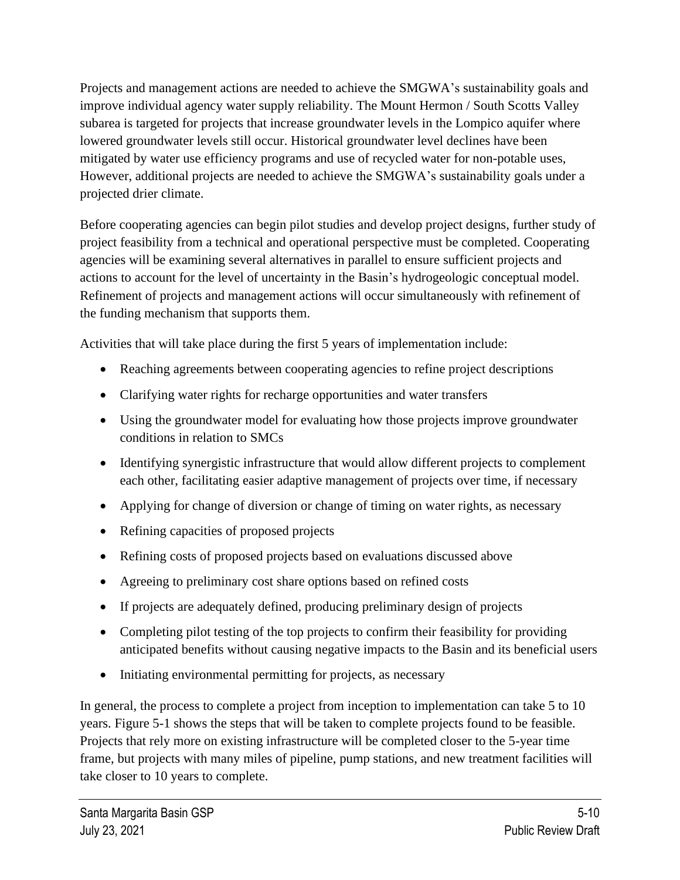Projects and management actions are needed to achieve the SMGWA's sustainability goals and improve individual agency water supply reliability. The Mount Hermon / South Scotts Valley subarea is targeted for projects that increase groundwater levels in the Lompico aquifer where lowered groundwater levels still occur. Historical groundwater level declines have been mitigated by water use efficiency programs and use of recycled water for non-potable uses, However, additional projects are needed to achieve the SMGWA's sustainability goals under a projected drier climate.

Before cooperating agencies can begin pilot studies and develop project designs, further study of project feasibility from a technical and operational perspective must be completed. Cooperating agencies will be examining several alternatives in parallel to ensure sufficient projects and actions to account for the level of uncertainty in the Basin's hydrogeologic conceptual model. Refinement of projects and management actions will occur simultaneously with refinement of the funding mechanism that supports them.

Activities that will take place during the first 5 years of implementation include:

- Reaching agreements between cooperating agencies to refine project descriptions
- Clarifying water rights for recharge opportunities and water transfers
- Using the groundwater model for evaluating how those projects improve groundwater conditions in relation to SMCs
- Identifying synergistic infrastructure that would allow different projects to complement each other, facilitating easier adaptive management of projects over time, if necessary
- Applying for change of diversion or change of timing on water rights, as necessary
- Refining capacities of proposed projects
- Refining costs of proposed projects based on evaluations discussed above
- Agreeing to preliminary cost share options based on refined costs
- If projects are adequately defined, producing preliminary design of projects
- Completing pilot testing of the top projects to confirm their feasibility for providing anticipated benefits without causing negative impacts to the Basin and its beneficial users
- Initiating environmental permitting for projects, as necessary

In general, the process to complete a project from inception to implementation can take 5 to 10 years. Figure 5-1 shows the steps that will be taken to complete projects found to be feasible. Projects that rely more on existing infrastructure will be completed closer to the 5-year time frame, but projects with many miles of pipeline, pump stations, and new treatment facilities will take closer to 10 years to complete.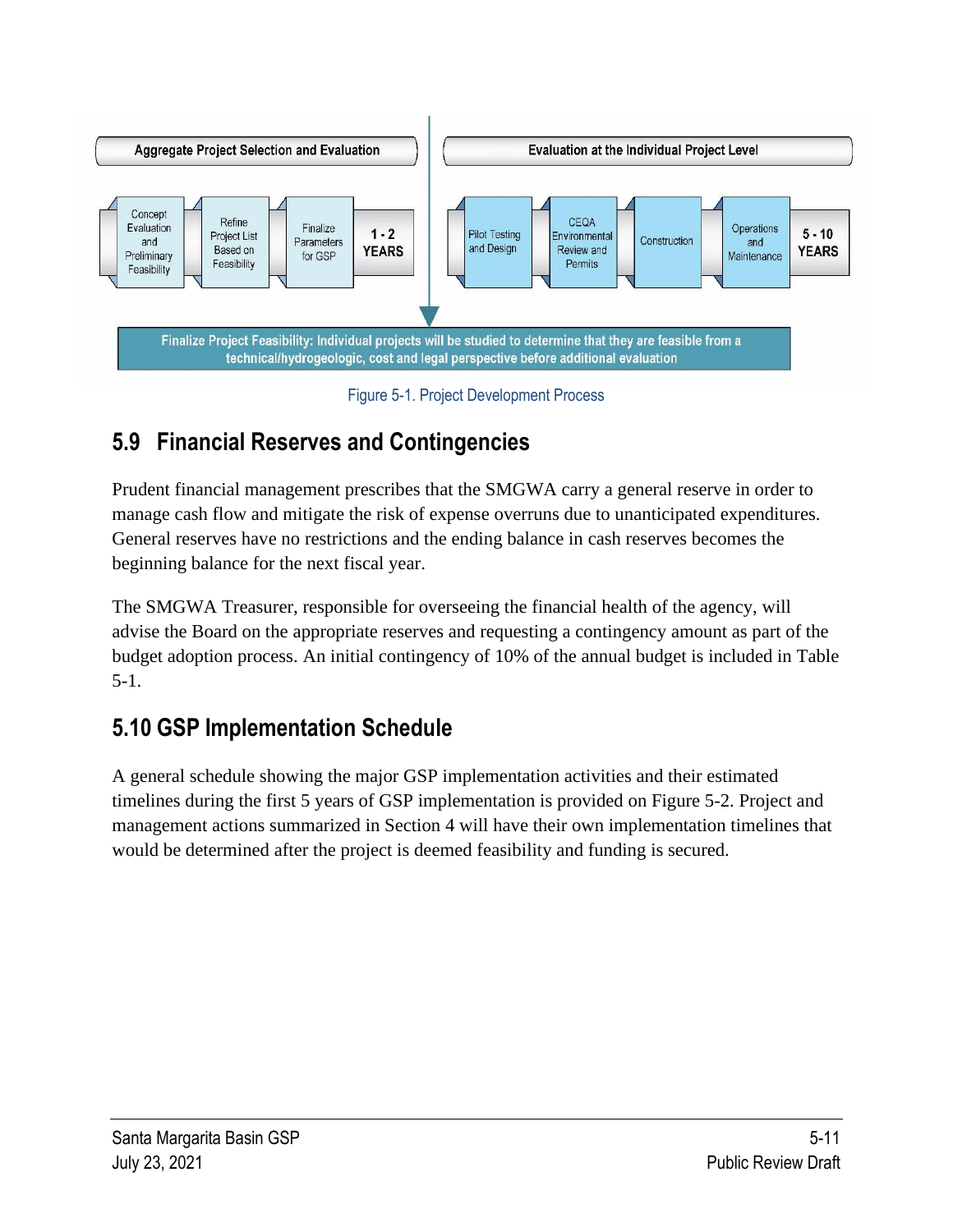Aggregate Project Selection and Evaluation

Concept Evaluation and Preliminary Feasibility → Refine Project List Based on Feasibility → Finalize Parameters for GSP → 1 - 2 YEARS

Evaluation at the Individual Project Level

Pilot Testing and Design → CEQA Environmental Review and Permits → Construction → Operations and Maintenance → 5 - 10 YEARS

Finalize Project Feasibility: Individual projects will be studied to determine that they are feasible from a technical/hydrogeologic, cost and legal perspective before additional evaluation

Figure 5-1. Project Development Process

## 5.9 Financial Reserves and Contingencies

Prudent financial management prescribes that the SMGWA carry a general reserve in order to manage cash flow and mitigate the risk of expense overruns due to unanticipated expenditures. General reserves have no restrictions and the ending balance in cash reserves becomes the beginning balance for the next fiscal year.

The SMGWA Treasurer, responsible for overseeing the financial health of the agency, will advise the Board on the appropriate reserves and requesting a contingency amount as part of the budget adoption process. An initial contingency of 10% of the annual budget is included in Table 5-1.

## 5.10 GSP Implementation Schedule

A general schedule showing the major GSP implementation activities and their estimated timelines during the first 5 years of GSP implementation is provided on Figure 5-2. Project and management actions summarized in Section 4 will have their own implementation timelines that would be determined after the project is deemed feasibility and funding is secured.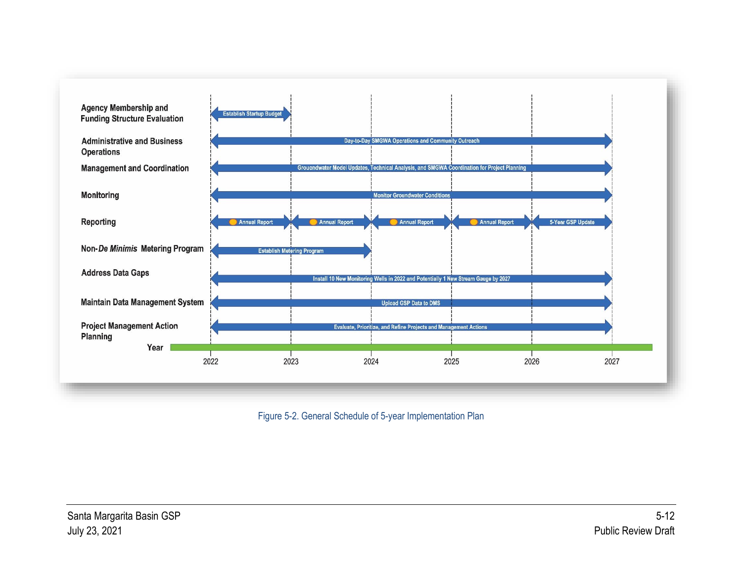Agency Membership and Funding Structure Evaluation

Establish Startup Budget

Administrative and Business Operations

Day-to-Day SMGWA Operations and Community Outreach

Management and Coordination

Groundwater Model Updates, Technical Analysis, and SMGWA Coordination for Project Planning

Monitoring

Monitor Groundwater Conditions

Reporting

Annual Report

Annual Report

Annual Report

Annual Report

5-Year GSP Update

Non-*De Minimis* Metering Program

Establish Metering Program

Address Data Gaps

Install 10 New Monitoring Wells in 2022 and Potentially 1 New Stream Gauge by 2027

Maintain Data Management System

Upload GSP Data to DMS

Project Management Action Planning

Evaluate, Prioritize, and Refine Projects and Management Actions

Year

2022

2023

2024

2025

2026

2027

Figure 5-2. General Schedule of 5-year Implementation Plan